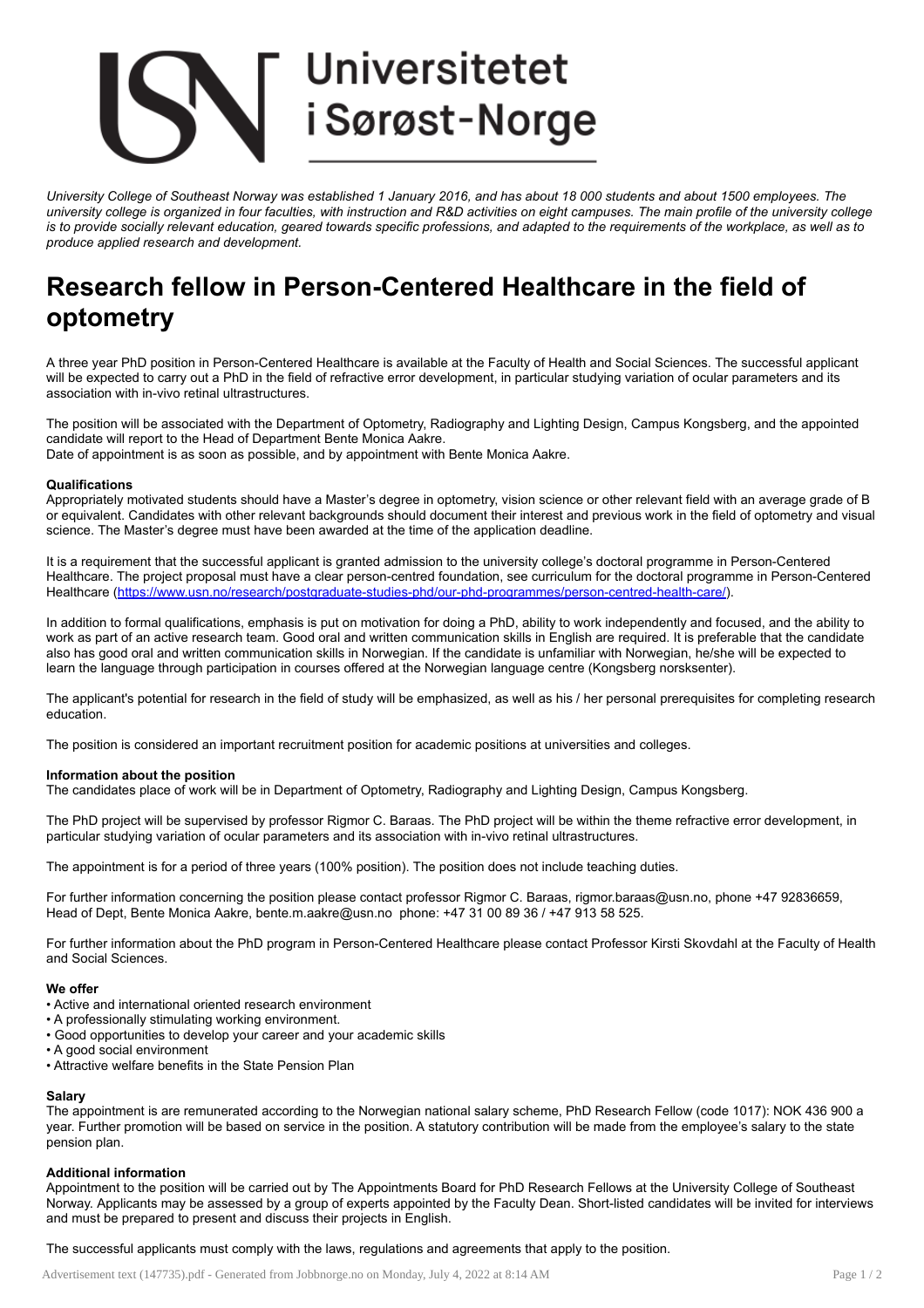Universitetet i Sørøst-Norge

*University College of Southeast Norway was established 1 January 2016, and has about 18 000 students and about 1500 employees. The university college is organized in four faculties, with instruction and R&D activities on eight campuses. The main profile of the university college is to provide socially relevant education, geared towards specific professions, and adapted to the requirements of the workplace, as well as to produce applied research and development.*

# Research fellow in Person-Centered Healthcare in the field of optometry

A three year PhD position in Person-Centered Healthcare is available at the Faculty of Health and Social Sciences. The successful applicant will be expected to carry out a PhD in the field of refractive error development, in particular studying variation of ocular parameters and its association with in-vivo retinal ultrastructures.

The position will be associated with the Department of Optometry, Radiography and Lighting Design, Campus Kongsberg, and the appointed candidate will report to the Head of Department Bente Monica Aakre.
Date of appointment is as soon as possible, and by appointment with Bente Monica Aakre.

**Qualifications**
Appropriately motivated students should have a Master's degree in optometry, vision science or other relevant field with an average grade of B or equivalent. Candidates with other relevant backgrounds should document their interest and previous work in the field of optometry and visual science. The Master's degree must have been awarded at the time of the application deadline.

It is a requirement that the successful applicant is granted admission to the university college's doctoral programme in Person-Centered Healthcare. The project proposal must have a clear person-centred foundation, see curriculum for the doctoral programme in Person-Centered Healthcare (https://www.usn.no/research/postgraduate-studies-phd/our-phd-programmes/person-centred-health-care/).

In addition to formal qualifications, emphasis is put on motivation for doing a PhD, ability to work independently and focused, and the ability to work as part of an active research team. Good oral and written communication skills in English are required. It is preferable that the candidate also has good oral and written communication skills in Norwegian. If the candidate is unfamiliar with Norwegian, he/she will be expected to learn the language through participation in courses offered at the Norwegian language centre (Kongsberg norsksenter).

The applicant's potential for research in the field of study will be emphasized, as well as his / her personal prerequisites for completing research education.

The position is considered an important recruitment position for academic positions at universities and colleges.

**Information about the position**
The candidates place of work will be in Department of Optometry, Radiography and Lighting Design, Campus Kongsberg.

The PhD project will be supervised by professor Rigmor C. Baraas. The PhD project will be within the theme refractive error development, in particular studying variation of ocular parameters and its association with in-vivo retinal ultrastructures.

The appointment is for a period of three years (100% position). The position does not include teaching duties.

For further information concerning the position please contact professor Rigmor C. Baraas, rigmor.baraas@usn.no, phone +47 92836659, Head of Dept, Bente Monica Aakre, bente.m.aakre@usn.no phone: +47 31 00 89 36 / +47 913 58 525.

For further information about the PhD program in Person-Centered Healthcare please contact Professor Kirsti Skovdahl at the Faculty of Health and Social Sciences.

**We offer**
- Active and international oriented research environment
- A professionally stimulating working environment.
- Good opportunities to develop your career and your academic skills
- A good social environment
- Attractive welfare benefits in the State Pension Plan

**Salary**
The appointment is are remunerated according to the Norwegian national salary scheme, PhD Research Fellow (code 1017): NOK 436 900 a year. Further promotion will be based on service in the position. A statutory contribution will be made from the employee's salary to the state pension plan.

**Additional information**
Appointment to the position will be carried out by The Appointments Board for PhD Research Fellows at the University College of Southeast Norway. Applicants may be assessed by a group of experts appointed by the Faculty Dean. Short-listed candidates will be invited for interviews and must be prepared to present and discuss their projects in English.

The successful applicants must comply with the laws, regulations and agreements that apply to the position.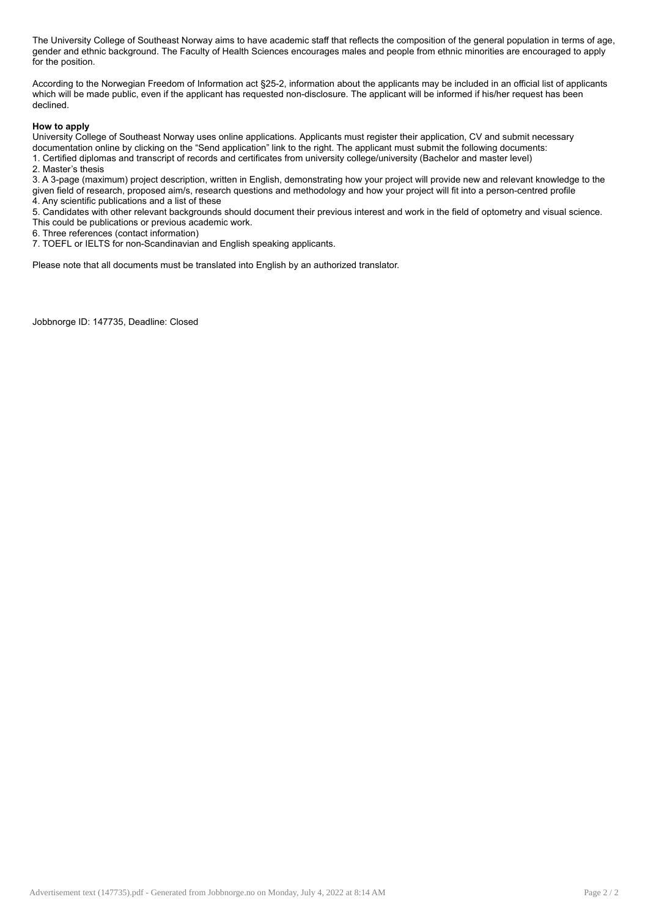The University College of Southeast Norway aims to have academic staff that reflects the composition of the general population in terms of age, gender and ethnic background. The Faculty of Health Sciences encourages males and people from ethnic minorities are encouraged to apply for the position.

According to the Norwegian Freedom of Information act §25-2, information about the applicants may be included in an official list of applicants which will be made public, even if the applicant has requested non-disclosure. The applicant will be informed if his/her request has been declined.

**How to apply**

University College of Southeast Norway uses online applications. Applicants must register their application, CV and submit necessary documentation online by clicking on the "Send application" link to the right. The applicant must submit the following documents:

1. Certified diplomas and transcript of records and certificates from university college/university (Bachelor and master level)
2. Master's thesis
3. A 3-page (maximum) project description, written in English, demonstrating how your project will provide new and relevant knowledge to the given field of research, proposed aim/s, research questions and methodology and how your project will fit into a person-centred profile
4. Any scientific publications and a list of these
5. Candidates with other relevant backgrounds should document their previous interest and work in the field of optometry and visual science. This could be publications or previous academic work.
6. Three references (contact information)
7. TOEFL or IELTS for non-Scandinavian and English speaking applicants.

Please note that all documents must be translated into English by an authorized translator.

Jobbnorge ID: 147735, Deadline: Closed